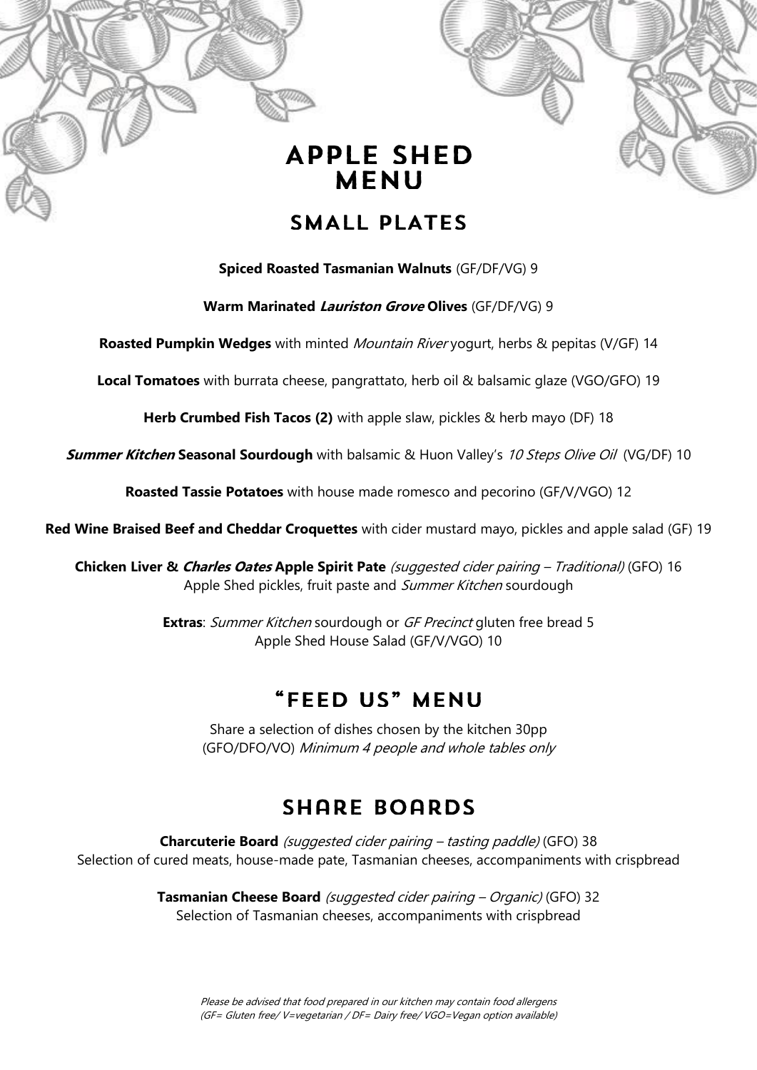# APPLE SHED MENU

## SMALL PLATES

**Spiced Roasted Tasmanian Walnuts** (GF/DF/VG) 9

**Warm Marinated *Lauriston Grove* Olives** (GF/DF/VG) 9

**Roasted Pumpkin Wedges** with minted *Mountain River* yogurt, herbs & pepitas (V/GF) 14

**Local Tomatoes** with burrata cheese, pangrattato, herb oil & balsamic glaze (VGO/GFO) 19

**Herb Crumbed Fish Tacos (2)** with apple slaw, pickles & herb mayo (DF) 18

***Summer Kitchen* Seasonal Sourdough** with balsamic & Huon Valley's *10 Steps Olive Oil* (VG/DF) 10

**Roasted Tassie Potatoes** with house made romesco and pecorino (GF/V/VGO) 12

**Red Wine Braised Beef and Cheddar Croquettes** with cider mustard mayo, pickles and apple salad (GF) 19

**Chicken Liver & *Charles Oates* Apple Spirit Pate** *(suggested cider pairing – Traditional)* (GFO) 16
Apple Shed pickles, fruit paste and *Summer Kitchen* sourdough

**Extras**: *Summer Kitchen* sourdough or *GF Precinct* gluten free bread 5
Apple Shed House Salad (GF/V/VGO) 10

## "FEED US" MENU

Share a selection of dishes chosen by the kitchen 30pp
(GFO/DFO/VO) *Minimum 4 people and whole tables only*

## SHARE BOARDS

**Charcuterie Board** *(suggested cider pairing – tasting paddle)* (GFO) 38
Selection of cured meats, house-made pate, Tasmanian cheeses, accompaniments with crispbread

**Tasmanian Cheese Board** *(suggested cider pairing – Organic)* (GFO) 32
Selection of Tasmanian cheeses, accompaniments with crispbread

*Please be advised that food prepared in our kitchen may contain food allergens*
*(GF= Gluten free/ V=vegetarian / DF= Dairy free/ VGO=Vegan option available)*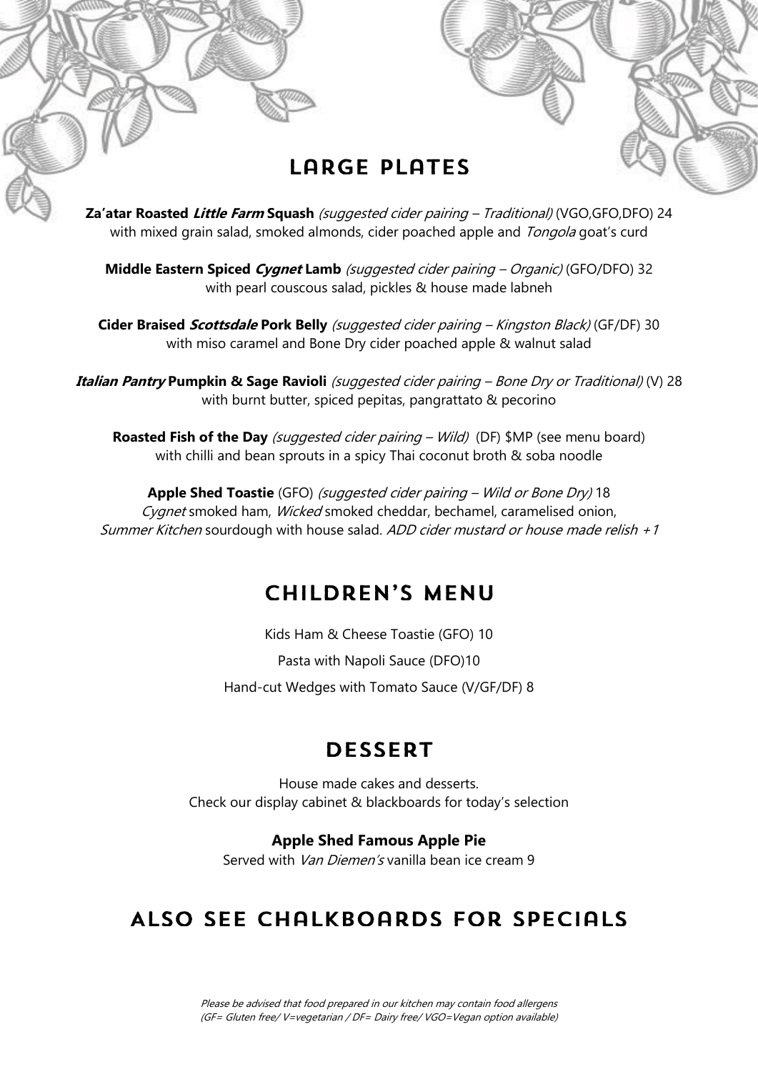## LARGE PLATES

**Za'atar Roasted *Little Farm* Squash** *(suggested cider pairing – Traditional)* (VGO,GFO,DFO) 24
with mixed grain salad, smoked almonds, cider poached apple and *Tongola* goat's curd

**Middle Eastern Spiced *Cygnet* Lamb** *(suggested cider pairing – Organic)* (GFO/DFO) 32
with pearl couscous salad, pickles & house made labneh

**Cider Braised *Scottsdale* Pork Belly** *(suggested cider pairing – Kingston Black)* (GF/DF) 30
with miso caramel and Bone Dry cider poached apple & walnut salad

***Italian Pantry* Pumpkin & Sage Ravioli** *(suggested cider pairing – Bone Dry or Traditional)* (V) 28
with burnt butter, spiced pepitas, pangrattato & pecorino

**Roasted Fish of the Day** *(suggested cider pairing – Wild)* (DF) $MP (see menu board)
with chilli and bean sprouts in a spicy Thai coconut broth & soba noodle

**Apple Shed Toastie** (GFO) *(suggested cider pairing – Wild or Bone Dry)* 18
*Cygnet* smoked ham, *Wicked* smoked cheddar, bechamel, caramelised onion,
*Summer Kitchen* sourdough with house salad. *ADD cider mustard or house made relish +1*

## CHILDREN'S MENU

Kids Ham & Cheese Toastie (GFO) 10

Pasta with Napoli Sauce (DFO)10

Hand-cut Wedges with Tomato Sauce (V/GF/DF) 8

## DESSERT

House made cakes and desserts.
Check our display cabinet & blackboards for today's selection

**Apple Shed Famous Apple Pie**
Served with *Van Diemen's* vanilla bean ice cream 9

## ALSO SEE CHALKBOARDS FOR SPECIALS

*Please be advised that food prepared in our kitchen may contain food allergens*
*(GF= Gluten free/ V=vegetarian / DF= Dairy free/ VGO=Vegan option available)*